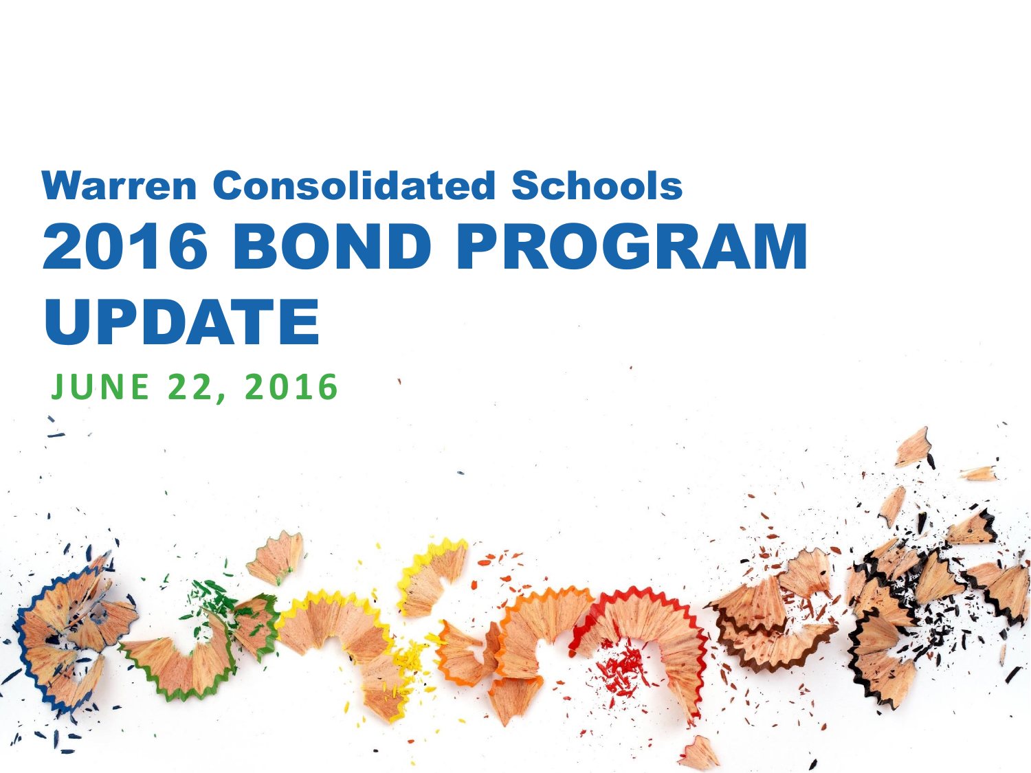## Warren Consolidated Schools

# 2016 BOND PROGRAM UPDATE

**JUNE 22, 2016**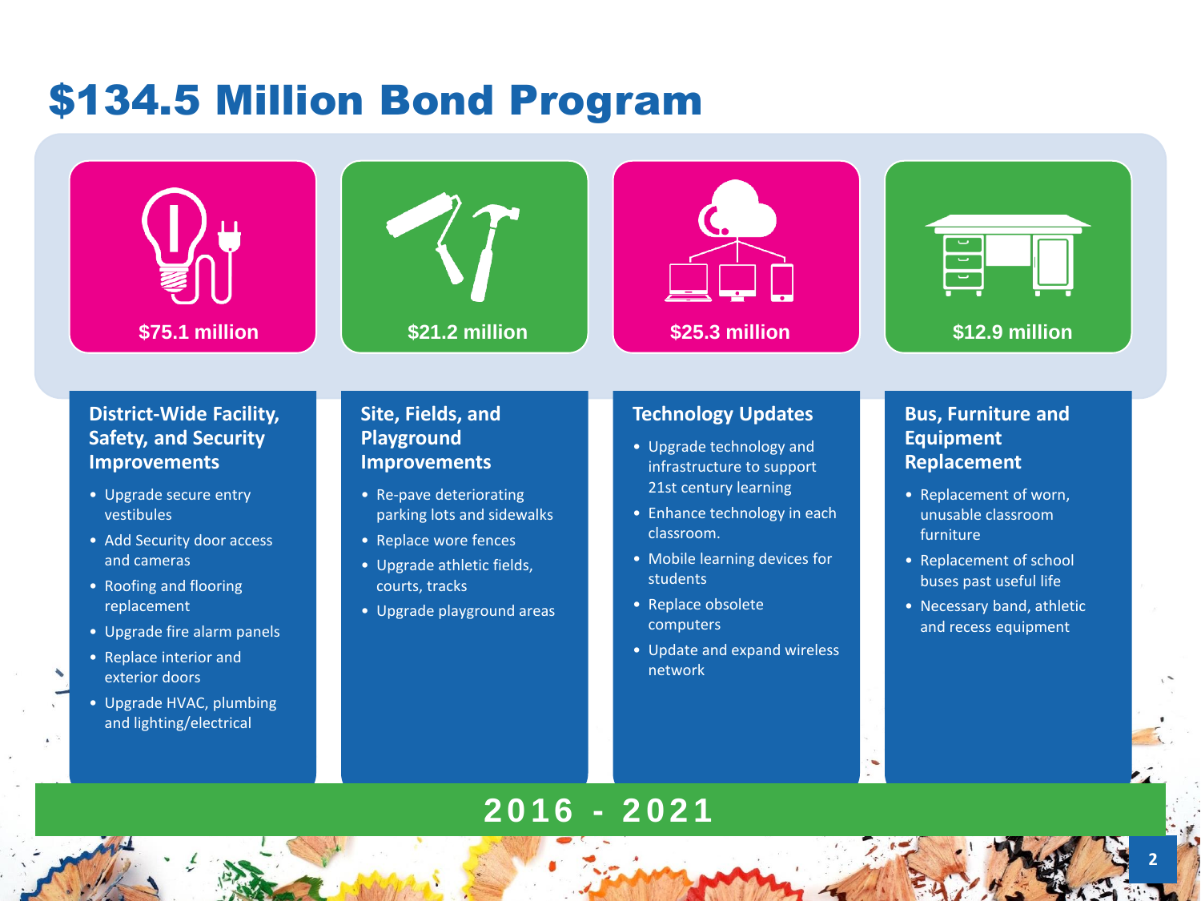# $134.5 Million Bond Program

## $75.1 million

### District-Wide Facility, Safety, and Security Improvements

- Upgrade secure entry vestibules
- Add Security door access and cameras
- Roofing and flooring replacement
- Upgrade fire alarm panels
- Replace interior and exterior doors
- Upgrade HVAC, plumbing and lighting/electrical

## $21.2 million

### Site, Fields, and Playground Improvements

- Re-pave deteriorating parking lots and sidewalks
- Replace wore fences
- Upgrade athletic fields, courts, tracks
- Upgrade playground areas

## $25.3 million

### Technology Updates

- Upgrade technology and infrastructure to support 21st century learning
- Enhance technology in each classroom.
- Mobile learning devices for students
- Replace obsolete computers
- Update and expand wireless network

## $12.9 million

### Bus, Furniture and Equipment Replacement

- Replacement of worn, unusable classroom furniture
- Replacement of school buses past useful life
- Necessary band, athletic and recess equipment

**2016 - 2021**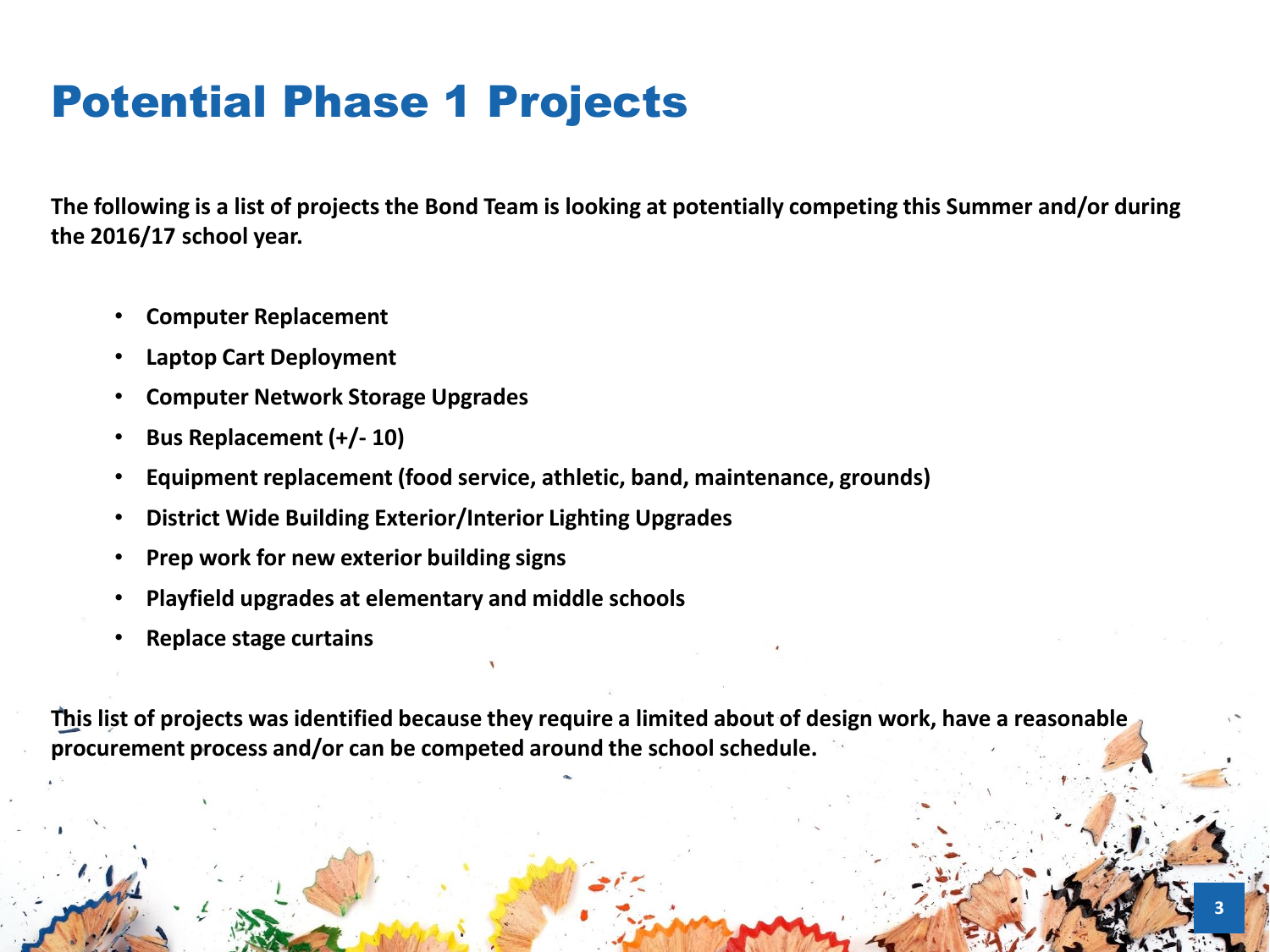# Potential Phase 1 Projects

**The following is a list of projects the Bond Team is looking at potentially competing this Summer and/or during the 2016/17 school year.**

- **Computer Replacement**
- **Laptop Cart Deployment**
- **Computer Network Storage Upgrades**
- **Bus Replacement (+/- 10)**
- **Equipment replacement (food service, athletic, band, maintenance, grounds)**
- **District Wide Building Exterior/Interior Lighting Upgrades**
- **Prep work for new exterior building signs**
- **Playfield upgrades at elementary and middle schools**
- **Replace stage curtains**

**This list of projects was identified because they require a limited about of design work, have a reasonable procurement process and/or can be competed around the school schedule.**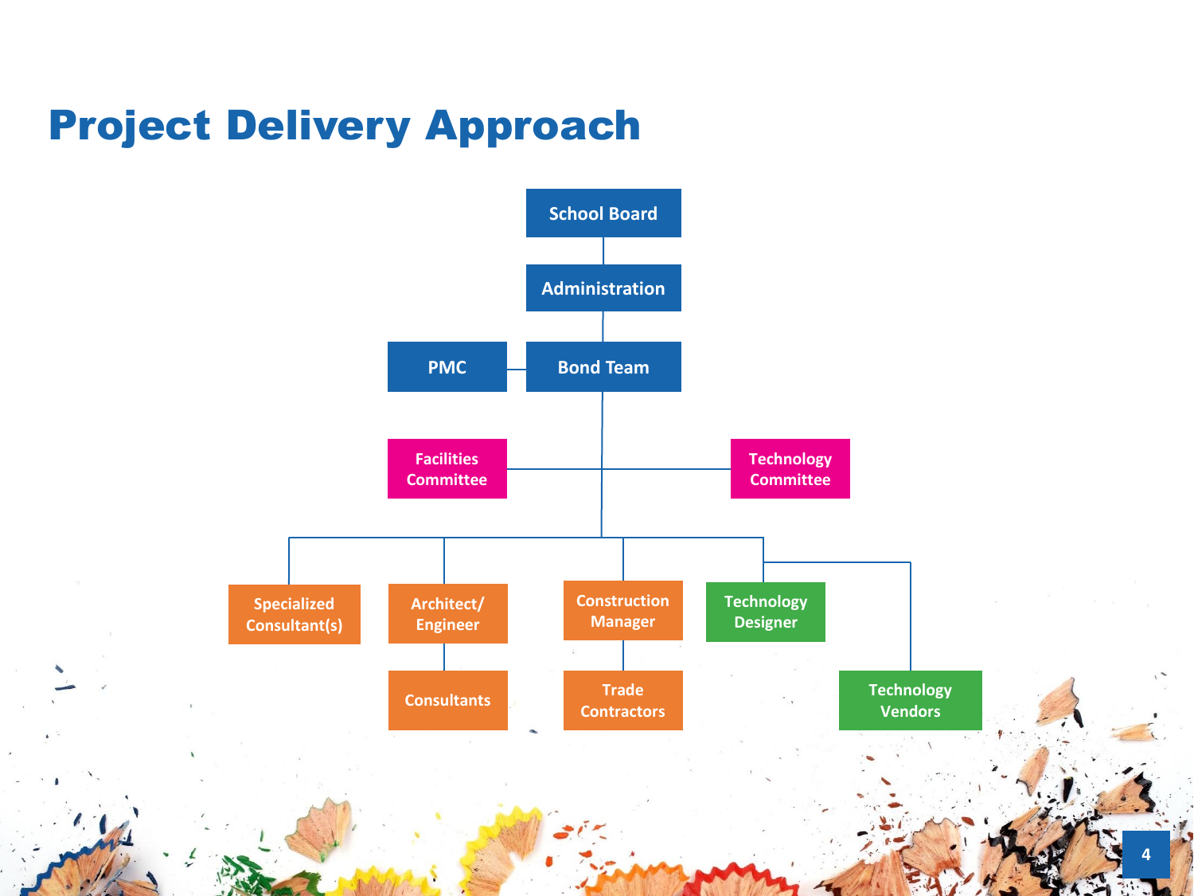# Project Delivery Approach

- School Board
  - Administration
    - Bond Team (with PMC)
      - Facilities Committee
      - Technology Committee
      - Specialized Consultant(s)
      - Architect/ Engineer
        - Consultants
      - Construction Manager
        - Trade Contractors
      - Technology Designer
      - Technology Vendors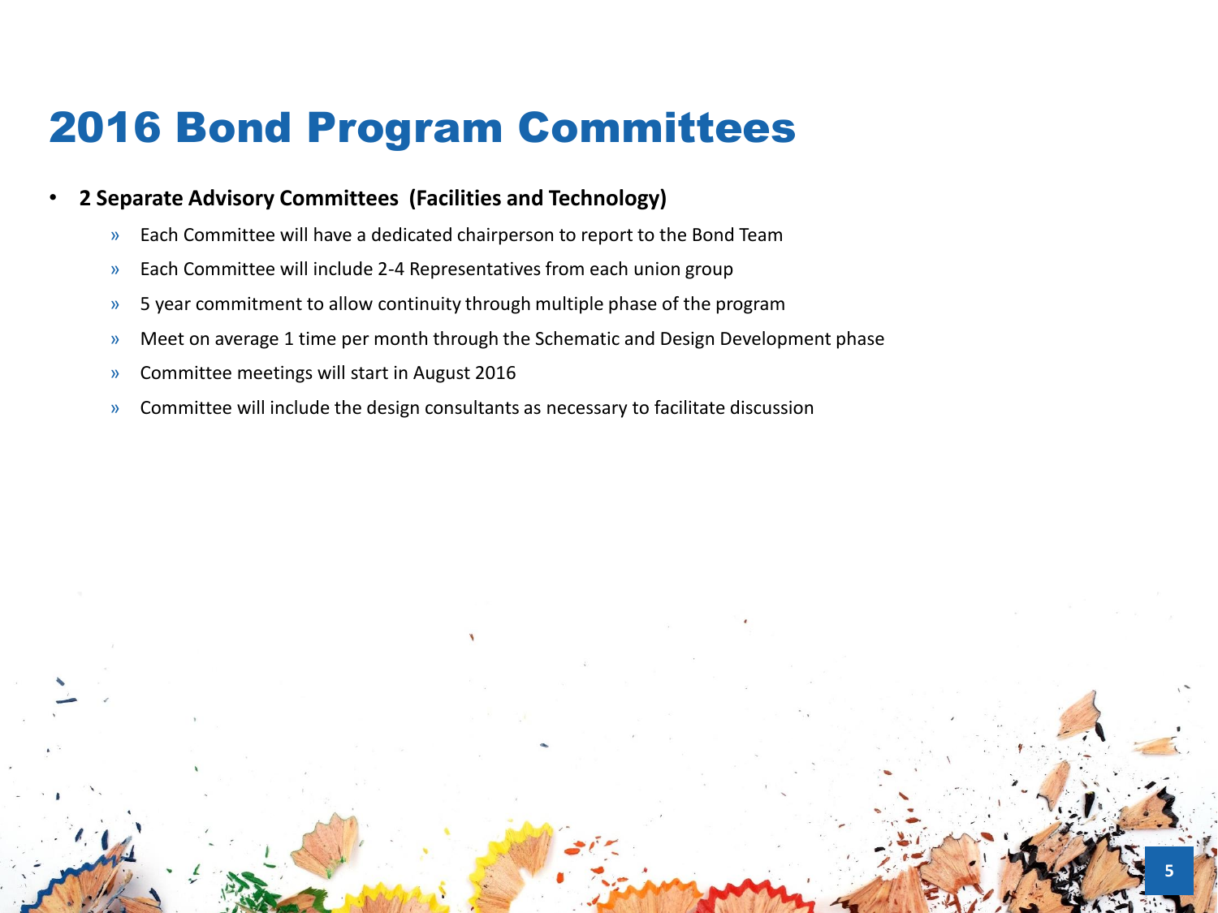# 2016 Bond Program Committees

- **2 Separate Advisory Committees (Facilities and Technology)**
  - Each Committee will have a dedicated chairperson to report to the Bond Team
  - Each Committee will include 2-4 Representatives from each union group
  - 5 year commitment to allow continuity through multiple phase of the program
  - Meet on average 1 time per month through the Schematic and Design Development phase
  - Committee meetings will start in August 2016
  - Committee will include the design consultants as necessary to facilitate discussion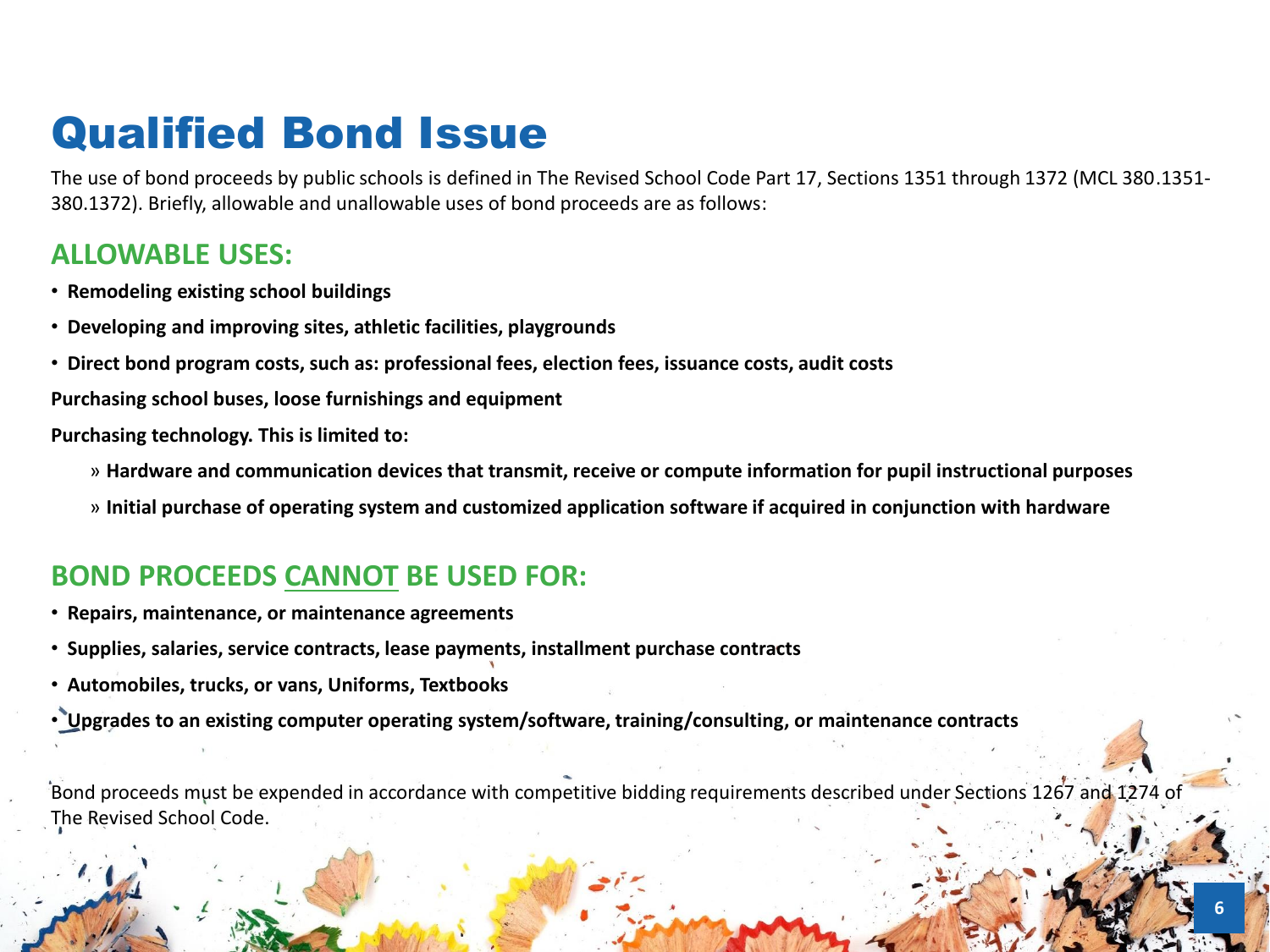# Qualified Bond Issue

The use of bond proceeds by public schools is defined in The Revised School Code Part 17, Sections 1351 through 1372 (MCL 380.1351-380.1372). Briefly, allowable and unallowable uses of bond proceeds are as follows:

## ALLOWABLE USES:

- **Remodeling existing school buildings**
- **Developing and improving sites, athletic facilities, playgrounds**
- **Direct bond program costs, such as: professional fees, election fees, issuance costs, audit costs**

**Purchasing school buses, loose furnishings and equipment**

**Purchasing technology. This is limited to:**

- » **Hardware and communication devices that transmit, receive or compute information for pupil instructional purposes**
- » **Initial purchase of operating system and customized application software if acquired in conjunction with hardware**

## BOND PROCEEDS CANNOT BE USED FOR:

- **Repairs, maintenance, or maintenance agreements**
- **Supplies, salaries, service contracts, lease payments, installment purchase contracts**
- **Automobiles, trucks, or vans, Uniforms, Textbooks**
- **Upgrades to an existing computer operating system/software, training/consulting, or maintenance contracts**

Bond proceeds must be expended in accordance with competitive bidding requirements described under Sections 1267 and 1274 of The Revised School Code.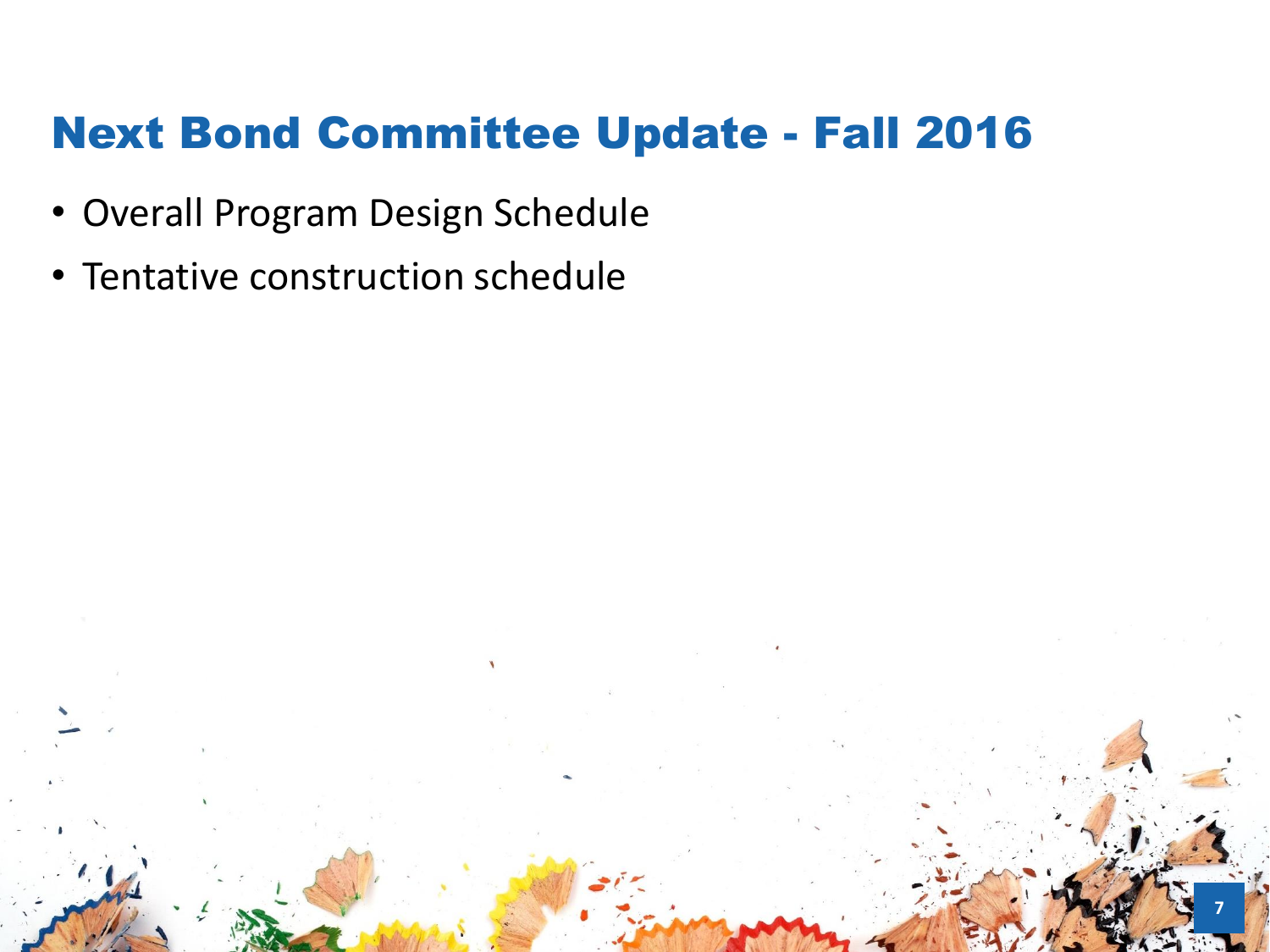# Next Bond Committee Update - Fall 2016

- Overall Program Design Schedule
- Tentative construction schedule